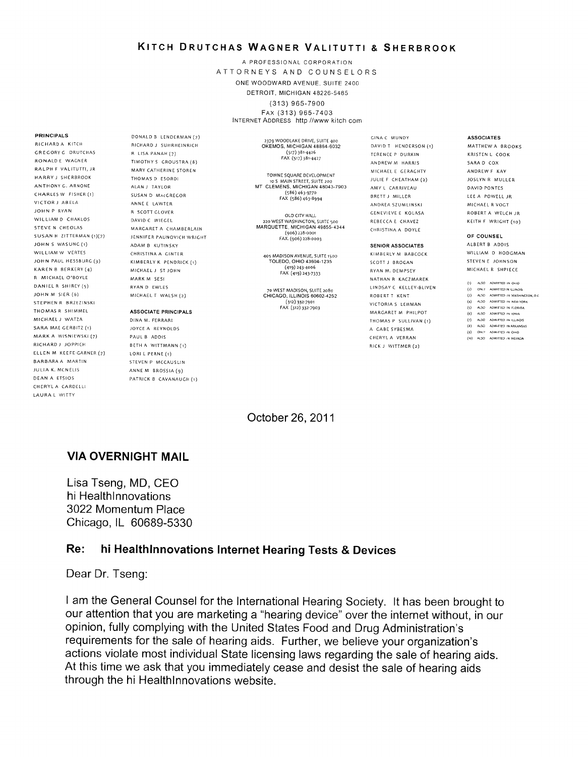# KITCH DRUTCHAS WAGNER VALITUTTI & SHERBROOK

A PROFESSIONAL CORPORATION
ATTORNEYS AND COUNSELORS
ONE WOODWARD AVENUE, SUITE 2400
DETROIT, MICHIGAN 48226-5485
(313) 965-7900
FAX (313) 965-7403
INTERNET ADDRESS http //www kitch com

**PRINCIPALS**

RICHARD A KITCH
GREGORY G DRUTCHAS
RONALD E WAGNER
RALPH F VALITUTTI, JR
HARRY J SHERBROOK
ANTHONY G. ARNONE
CHARLES W FISHER (1)
VICTOR J ABELA
JOHN P RYAN
WILLIAM D CHAKLOS
STEVE N CHEOLAS
SUSAN H ZITTERMAN (1)(7)
JOHN S WASUNG (1)
WILLIAM W VERTES
JOHN PAUL HESSBURG (3)
KAREN B BERKERY (4)
R MICHAEL O'BOYLE
DANIEL R SHIREY (5)
JOHN M SIER (6)
STEPHEN R BRZEZINSKI
THOMAS R SHIMMEL
MICHAEL J WATZA
SARA MAE GERBITZ (1)
MARK A WISNIEWSKI (7)
RICHARD J JOPPICH
ELLEN M KEEFE-GARNER (7)
BARBARA A MARTIN
JULIA K. MCNELIS
DEAN A ETSIOS
CHERYL A CARDELLI
LAURA L WITTY
DONALD B LENDERMAN (7)
RICHARD J SUHRHEINRICH
R LISA PANAH (7)
TIMOTHY S GROUSTRA (8)
MARY CATHERINE STOREN
THOMAS D ESORDI
ALAN J TAYLOR
SUSAN D MacGREGOR
ANNE E LAWTER
R SCOTT GLOVER
DAVID C WIEGEL
MARGARET A CHAMBERLAIN
JENNIFER PAUNOVICH WRIGHT
ADAM B KUTINSKY
CHRISTINA A GINTER
KIMBERLY K PENDRICK (1)
MICHAEL J ST JOHN
MARK M SESI
RYAN D EWLES
MICHAEL T WALSH (2)

**ASSOCIATE PRINCIPALS**

DINA M. FERRARI
JOYCE A REYNOLDS
PAUL B ADDIS
BETH A WITTMANN (1)
LORI L PERNE (1)
STEVEN P MCCAUSLIN
ANNE M BROSSIA (9)
PATRICK B CAVANAUGH (1)

2379 WOODLAKE DRIVE, SUITE 400
OKEMOS, MICHIGAN 48864-6032
(517) 381-4426
FAX (517) 381-4427

TOWNE SQUARE DEVELOPMENT
10 S MAIN STREET, SUITE 200
MT CLEMENS, MICHIGAN 48043-7903
(586) 463-9770
FAX (586) 463-8994

OLD CITY HALL
220 WEST WASHINGTON, SUITE 500
MARQUETTE, MICHIGAN 49855-4344
(906) 228-0001
FAX (906) 228-0003

405 MADISON AVENUE, SUITE 1500
TOLEDO, OHIO 43604-1235
(419) 243-4006
FAX (419) 243-7333

70 WEST MADISON, SUITE 2080
CHICAGO, ILLINOIS 60602-4252
(312) 332-7901
FAX (312) 332-7903

GINA C MUNDY
DAVID T HENDERSON (1)
TERENCE P DURKIN
ANDREW M HARRIS
MICHAEL E GERAGHTY
JULIE F CHEATHAM (2)
AMY L CARRIVEAU
BRETT J MILLER
ANDREA SZUMLINSKI
GENEVIEVE E KOLASA
REBECCA E CHAVEZ
CHRISTINA A DOYLE

**SENIOR ASSOCIATES**

KIMBERLY M BABCOCK
SCOTT J BROGAN
RYAN M. DEMPSEY
NATHAN R KACZMAREK
LINDSAY C KELLEY-BLIVEN
ROBERT T KENT
VICTORIA S LEHMAN
MARGARET M PHILPOT
THOMAS P SULLIVAN (1)
A GABE SYBESMA
CHERYL A VERRAN
RICK J WITTMER (2)

**ASSOCIATES**

MATTHEW A BROOKS
KRISTEN L COOK
SARA D COX
ANDREW F KAY
JOSLYN R MULLER
DAVID PONTES
LEE A POWELL JR
MICHAEL R VOGT
ROBERT A WELCH JR
KEITH F WRIGHT (10)

**OF COUNSEL**

ALBERT B ADDIS
WILLIAM D HODGMAN
STEVEN E JOHNSON
MICHAEL R SHPIECE

(1) ALSO ADMITTED IN OHIO
(2) ONLY ADMITTED IN ILLINOIS
(3) ALSO ADMITTED IN WASHINGTON, D.C.
(4) ALSO ADMITTED IN NEW YORK
(5) ALSO ADMITTED IN FLORIDA
(6) ALSO ADMITTED IN IOWA
(7) ALSO ADMITTED IN ILLINOIS
(8) ALSO ADMITTED IN ARKANSAS
(9) ONLY ADMITTED IN OHIO
(10) ALSO ADMITTED IN NEVADA

October 26, 2011

**VIA OVERNIGHT MAIL**

Lisa Tseng, MD, CEO
hi HealthInnovations
3022 Momentum Place
Chicago, IL 60689-5330

**Re: hi HealthInnovations Internet Hearing Tests & Devices**

Dear Dr. Tseng:

I am the General Counsel for the International Hearing Society. It has been brought to our attention that you are marketing a "hearing device" over the internet without, in our opinion, fully complying with the United States Food and Drug Administration's requirements for the sale of hearing aids. Further, we believe your organization's actions violate most individual State licensing laws regarding the sale of hearing aids. At this time we ask that you immediately cease and desist the sale of hearing aids through the hi HealthInnovations website.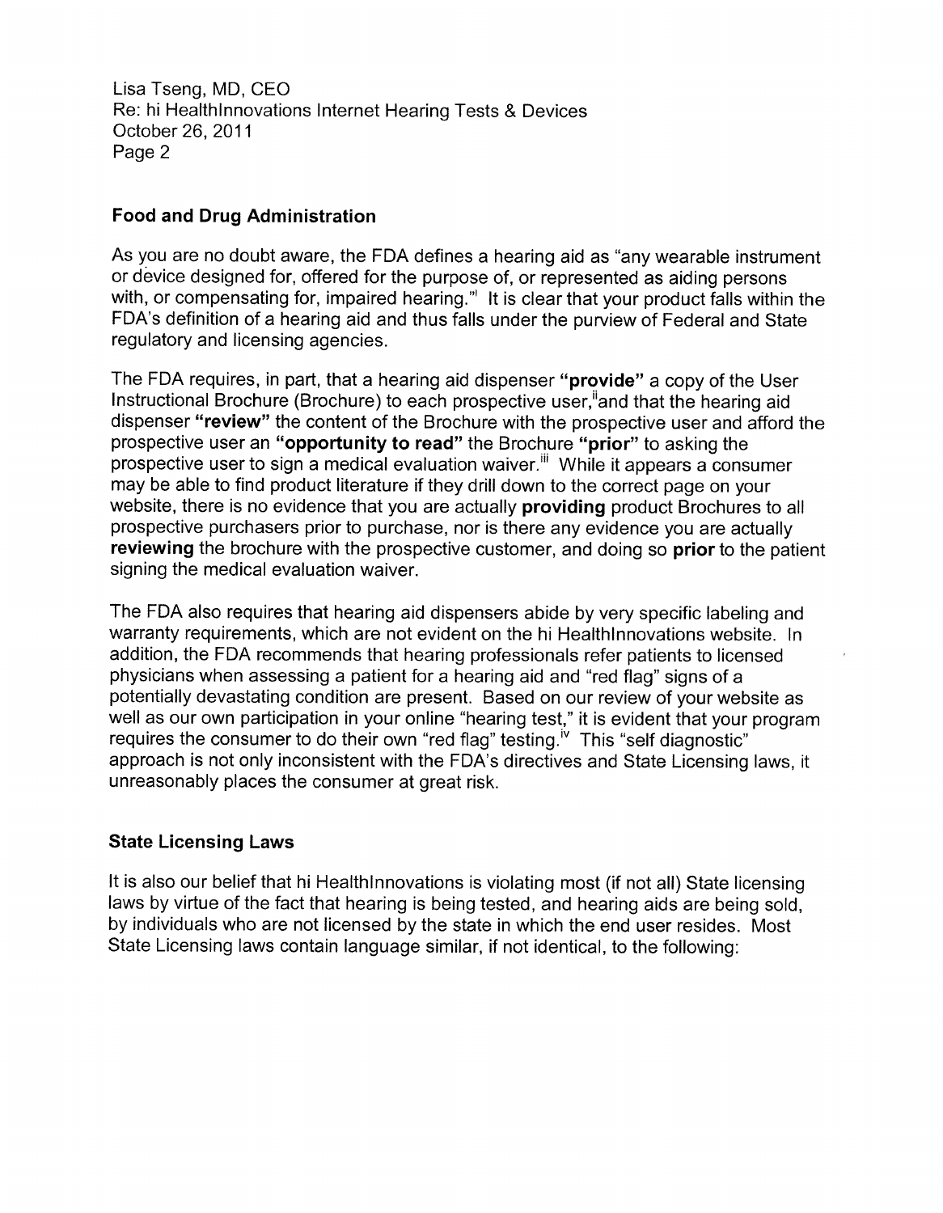## Food and Drug Administration

As you are no doubt aware, the FDA defines a hearing aid as "any wearable instrument or device designed for, offered for the purpose of, or represented as aiding persons with, or compensating for, impaired hearing."[i] It is clear that your product falls within the FDA's definition of a hearing aid and thus falls under the purview of Federal and State regulatory and licensing agencies.

The FDA requires, in part, that a hearing aid dispenser **"provide"** a copy of the User Instructional Brochure (Brochure) to each prospective user,[ii] and that the hearing aid dispenser **"review"** the content of the Brochure with the prospective user and afford the prospective user an **"opportunity to read"** the Brochure **"prior"** to asking the prospective user to sign a medical evaluation waiver.[iii] While it appears a consumer may be able to find product literature if they drill down to the correct page on your website, there is no evidence that you are actually **providing** product Brochures to all prospective purchasers prior to purchase, nor is there any evidence you are actually **reviewing** the brochure with the prospective customer, and doing so **prior** to the patient signing the medical evaluation waiver.

The FDA also requires that hearing aid dispensers abide by very specific labeling and warranty requirements, which are not evident on the hi HealthInnovations website. In addition, the FDA recommends that hearing professionals refer patients to licensed physicians when assessing a patient for a hearing aid and "red flag" signs of a potentially devastating condition are present. Based on our review of your website as well as our own participation in your online "hearing test," it is evident that your program requires the consumer to do their own "red flag" testing.[iv] This "self diagnostic" approach is not only inconsistent with the FDA's directives and State Licensing laws, it unreasonably places the consumer at great risk.

## State Licensing Laws

It is also our belief that hi HealthInnovations is violating most (if not all) State licensing laws by virtue of the fact that hearing is being tested, and hearing aids are being sold, by individuals who are not licensed by the state in which the end user resides. Most State Licensing laws contain language similar, if not identical, to the following: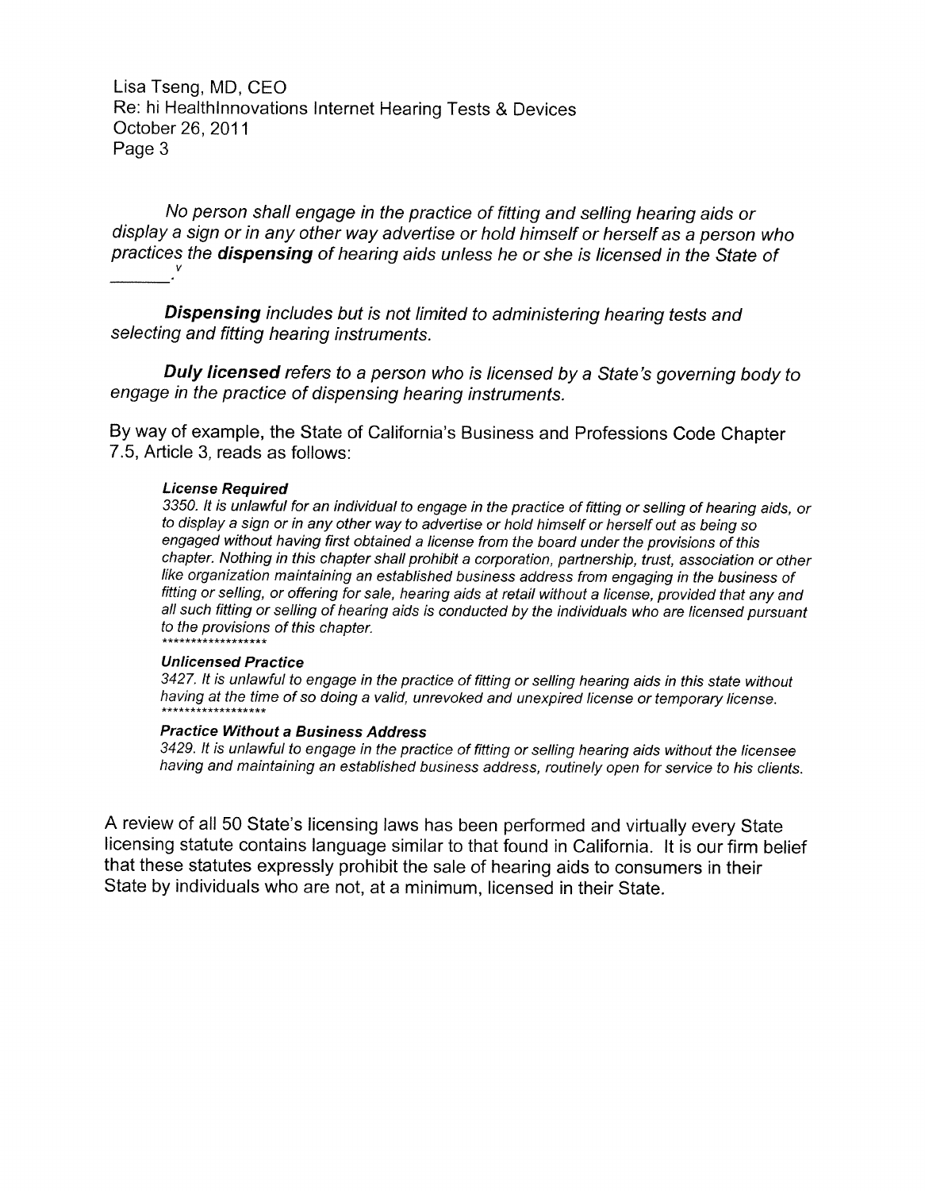*No person shall engage in the practice of fitting and selling hearing aids or display a sign or in any other way advertise or hold himself or herself as a person who practices the **dispensing** of hearing aids unless he or she is licensed in the State of ________.*

***Dispensing** includes but is not limited to administering hearing tests and selecting and fitting hearing instruments.*

***Duly licensed** refers to a person who is licensed by a State's governing body to engage in the practice of dispensing hearing instruments.*

By way of example, the State of California's Business and Professions Code Chapter 7.5, Article 3, reads as follows:

> ***License Required***
> *3350. It is unlawful for an individual to engage in the practice of fitting or selling of hearing aids, or to display a sign or in any other way to advertise or hold himself or herself out as being so engaged without having first obtained a license from the board under the provisions of this chapter. Nothing in this chapter shall prohibit a corporation, partnership, trust, association or other like organization maintaining an established business address from engaging in the business of fitting or selling, or offering for sale, hearing aids at retail without a license, provided that any and all such fitting or selling of hearing aids is conducted by the individuals who are licensed pursuant to the provisions of this chapter.*
> ******************
>
> ***Unlicensed Practice***
> *3427. It is unlawful to engage in the practice of fitting or selling hearing aids in this state without having at the time of so doing a valid, unrevoked and unexpired license or temporary license.*
> ******************
>
> ***Practice Without a Business Address***
> *3429. It is unlawful to engage in the practice of fitting or selling hearing aids without the licensee having and maintaining an established business address, routinely open for service to his clients.*

A review of all 50 State's licensing laws has been performed and virtually every State licensing statute contains language similar to that found in California. It is our firm belief that these statutes expressly prohibit the sale of hearing aids to consumers in their State by individuals who are not, at a minimum, licensed in their State.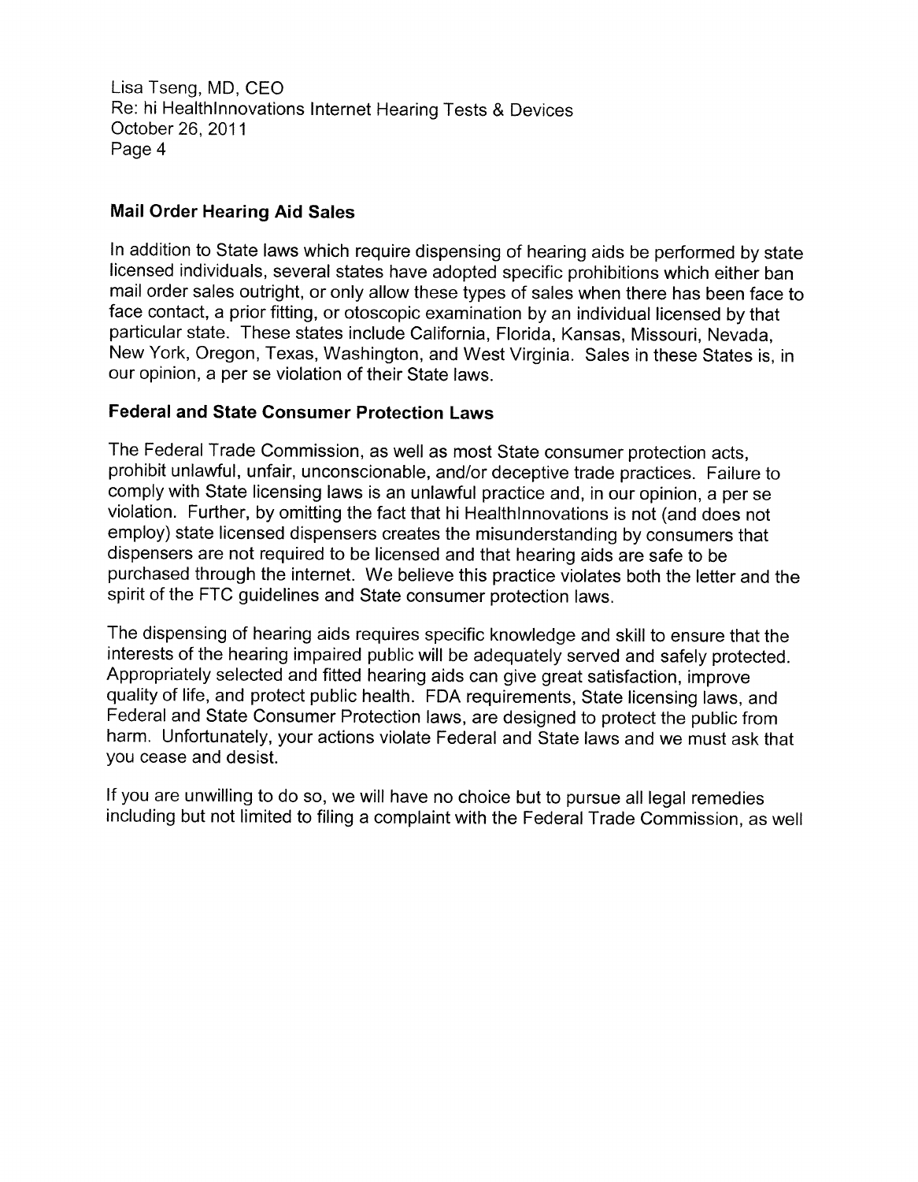## Mail Order Hearing Aid Sales

In addition to State laws which require dispensing of hearing aids be performed by state licensed individuals, several states have adopted specific prohibitions which either ban mail order sales outright, or only allow these types of sales when there has been face to face contact, a prior fitting, or otoscopic examination by an individual licensed by that particular state. These states include California, Florida, Kansas, Missouri, Nevada, New York, Oregon, Texas, Washington, and West Virginia. Sales in these States is, in our opinion, a per se violation of their State laws.

## Federal and State Consumer Protection Laws

The Federal Trade Commission, as well as most State consumer protection acts, prohibit unlawful, unfair, unconscionable, and/or deceptive trade practices. Failure to comply with State licensing laws is an unlawful practice and, in our opinion, a per se violation. Further, by omitting the fact that hi HealthInnovations is not (and does not employ) state licensed dispensers creates the misunderstanding by consumers that dispensers are not required to be licensed and that hearing aids are safe to be purchased through the internet. We believe this practice violates both the letter and the spirit of the FTC guidelines and State consumer protection laws.

The dispensing of hearing aids requires specific knowledge and skill to ensure that the interests of the hearing impaired public will be adequately served and safely protected. Appropriately selected and fitted hearing aids can give great satisfaction, improve quality of life, and protect public health. FDA requirements, State licensing laws, and Federal and State Consumer Protection laws, are designed to protect the public from harm. Unfortunately, your actions violate Federal and State laws and we must ask that you cease and desist.

If you are unwilling to do so, we will have no choice but to pursue all legal remedies including but not limited to filing a complaint with the Federal Trade Commission, as well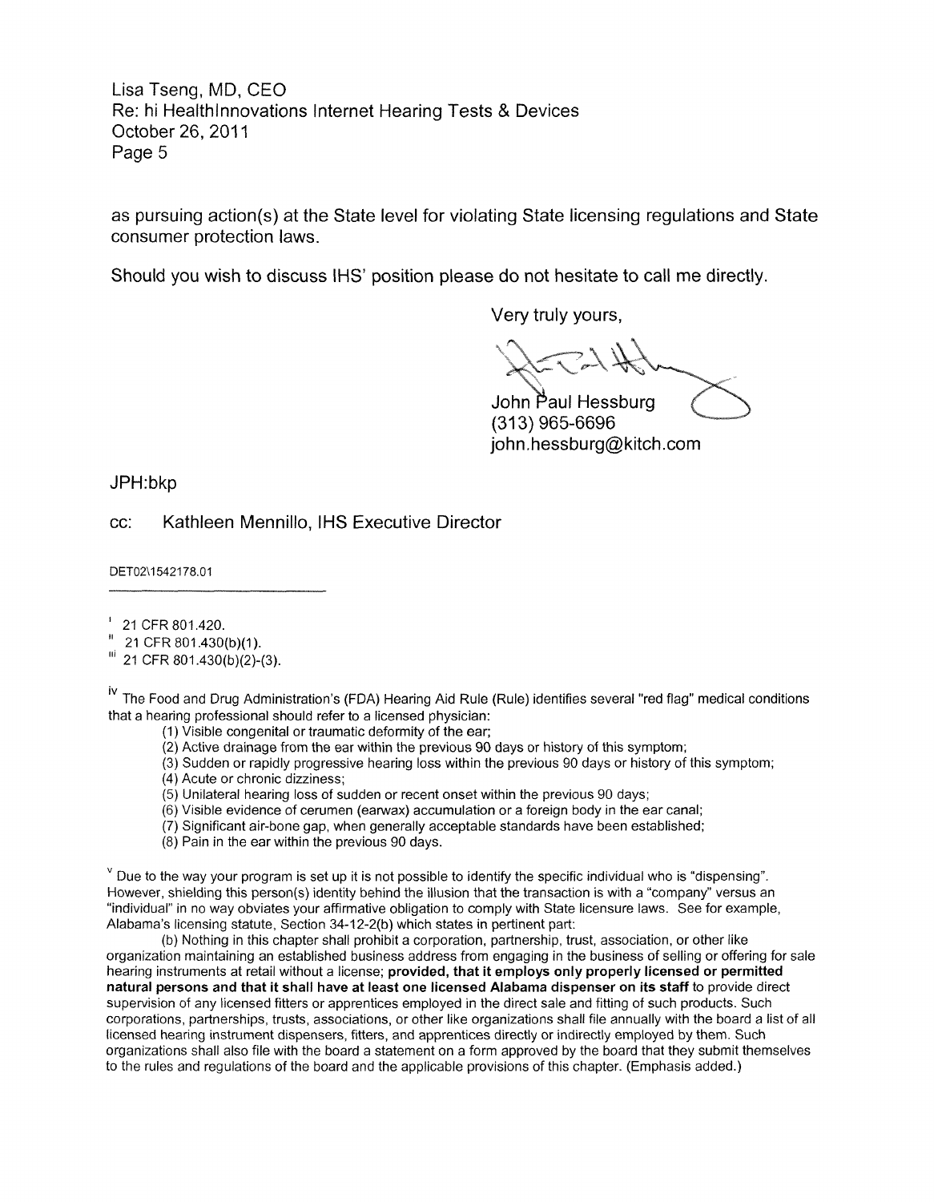as pursuing action(s) at the State level for violating State licensing regulations and State consumer protection laws.

Should you wish to discuss IHS' position please do not hesitate to call me directly.

Very truly yours,

John Paul Hessburg
(313) 965-6696
john.hessburg@kitch.com

JPH:bkp

cc: Kathleen Mennillo, IHS Executive Director

DET02\1542178.01

---

[i] 21 CFR 801.420.

[ii] 21 CFR 801.430(b)(1).

[iii] 21 CFR 801.430(b)(2)-(3).

[iv] The Food and Drug Administration's (FDA) Hearing Aid Rule (Rule) identifies several "red flag" medical conditions that a hearing professional should refer to a licensed physician:

(1) Visible congenital or traumatic deformity of the ear;
(2) Active drainage from the ear within the previous 90 days or history of this symptom;
(3) Sudden or rapidly progressive hearing loss within the previous 90 days or history of this symptom;
(4) Acute or chronic dizziness;
(5) Unilateral hearing loss of sudden or recent onset within the previous 90 days;
(6) Visible evidence of cerumen (earwax) accumulation or a foreign body in the ear canal;
(7) Significant air-bone gap, when generally acceptable standards have been established;
(8) Pain in the ear within the previous 90 days.

[v] Due to the way your program is set up it is not possible to identify the specific individual who is "dispensing". However, shielding this person(s) identity behind the illusion that the transaction is with a "company" versus an "individual" in no way obviates your affirmative obligation to comply with State licensure laws. See for example, Alabama's licensing statute, Section 34-12-2(b) which states in pertinent part:

(b) Nothing in this chapter shall prohibit a corporation, partnership, trust, association, or other like organization maintaining an established business address from engaging in the business of selling or offering for sale hearing instruments at retail without a license; **provided, that it employs only properly licensed or permitted natural persons and that it shall have at least one licensed Alabama dispenser on its staff** to provide direct supervision of any licensed fitters or apprentices employed in the direct sale and fitting of such products. Such corporations, partnerships, trusts, associations, or other like organizations shall file annually with the board a list of all licensed hearing instrument dispensers, fitters, and apprentices directly or indirectly employed by them. Such organizations shall also file with the board a statement on a form approved by the board that they submit themselves to the rules and regulations of the board and the applicable provisions of this chapter. (Emphasis added.)